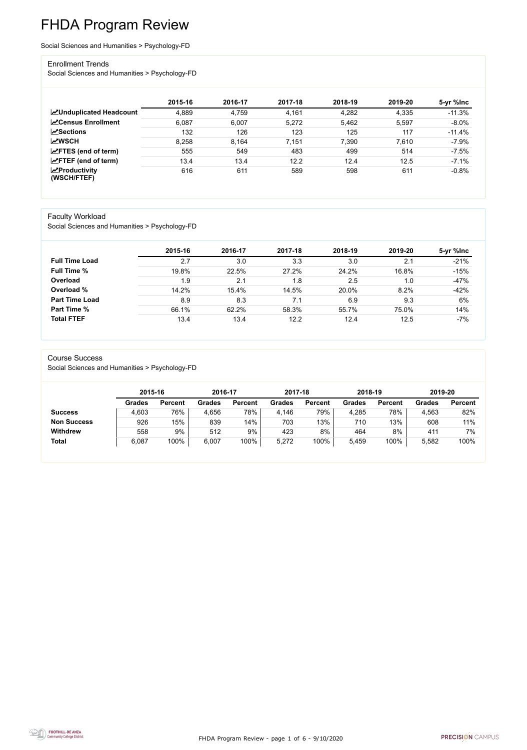# FHDA Program Review

Social Sciences and Humanities > Psychology-FD

## Enrollment Trends

Social Sciences and Humanities > Psychology-FD

| | 2015-16 | 2016-17 | 2017-18 | 2018-19 | 2019-20 | 5-yr %Inc |
|---|---|---|---|---|---|---|
| **Unduplicated Headcount** | 4,889 | 4,759 | 4,161 | 4,282 | 4,335 | -11.3% |
| **Census Enrollment** | 6,087 | 6,007 | 5,272 | 5,462 | 5,597 | -8.0% |
| **Sections** | 132 | 126 | 123 | 125 | 117 | -11.4% |
| **WSCH** | 8,258 | 8,164 | 7,151 | 7,390 | 7,610 | -7.9% |
| **FTES (end of term)** | 555 | 549 | 483 | 499 | 514 | -7.5% |
| **FTEF (end of term)** | 13.4 | 13.4 | 12.2 | 12.4 | 12.5 | -7.1% |
| **Productivity (WSCH/FTEF)** | 616 | 611 | 589 | 598 | 611 | -0.8% |

## Faculty Workload

Social Sciences and Humanities > Psychology-FD

| | 2015-16 | 2016-17 | 2017-18 | 2018-19 | 2019-20 | 5-yr %Inc |
|---|---|---|---|---|---|---|
| **Full Time Load** | 2.7 | 3.0 | 3.3 | 3.0 | 2.1 | -21% |
| **Full Time %** | 19.8% | 22.5% | 27.2% | 24.2% | 16.8% | -15% |
| **Overload** | 1.9 | 2.1 | 1.8 | 2.5 | 1.0 | -47% |
| **Overload %** | 14.2% | 15.4% | 14.5% | 20.0% | 8.2% | -42% |
| **Part Time Load** | 8.9 | 8.3 | 7.1 | 6.9 | 9.3 | 6% |
| **Part Time %** | 66.1% | 62.2% | 58.3% | 55.7% | 75.0% | 14% |
| **Total FTEF** | 13.4 | 13.4 | 12.2 | 12.4 | 12.5 | -7% |

## Course Success

Social Sciences and Humanities > Psychology-FD

| | 2015-16 | | 2016-17 | | 2017-18 | | 2018-19 | | 2019-20 | |
|---|---|---|---|---|---|---|---|---|---|---|
| | **Grades** | **Percent** | **Grades** | **Percent** | **Grades** | **Percent** | **Grades** | **Percent** | **Grades** | **Percent** |
| **Success** | 4,603 | 76% | 4,656 | 78% | 4,146 | 79% | 4,285 | 78% | 4,563 | 82% |
| **Non Success** | 926 | 15% | 839 | 14% | 703 | 13% | 710 | 13% | 608 | 11% |
| **Withdrew** | 558 | 9% | 512 | 9% | 423 | 8% | 464 | 8% | 411 | 7% |
| **Total** | 6,087 | 100% | 6,007 | 100% | 5,272 | 100% | 5,459 | 100% | 5,582 | 100% |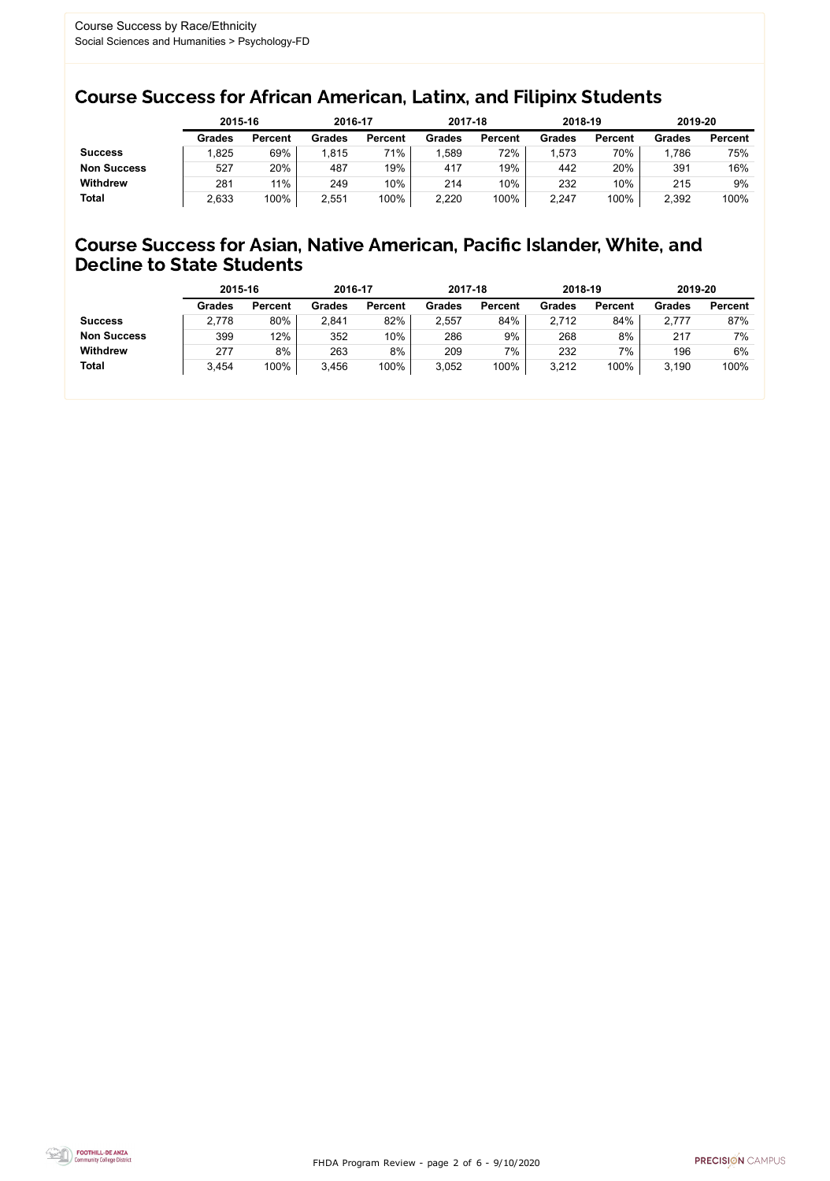Course Success by Race/Ethnicity
Social Sciences and Humanities > Psychology-FD

## Course Success for African American, Latinx, and Filipinx Students

| | 2015-16 | | 2016-17 | | 2017-18 | | 2018-19 | | 2019-20 | |
|---|---|---|---|---|---|---|---|---|---|---|
| | Grades | Percent | Grades | Percent | Grades | Percent | Grades | Percent | Grades | Percent |
| **Success** | 1,825 | 69% | 1,815 | 71% | 1,589 | 72% | 1,573 | 70% | 1,786 | 75% |
| **Non Success** | 527 | 20% | 487 | 19% | 417 | 19% | 442 | 20% | 391 | 16% |
| **Withdrew** | 281 | 11% | 249 | 10% | 214 | 10% | 232 | 10% | 215 | 9% |
| **Total** | 2,633 | 100% | 2,551 | 100% | 2,220 | 100% | 2,247 | 100% | 2,392 | 100% |

## Course Success for Asian, Native American, Pacific Islander, White, and Decline to State Students

| | 2015-16 | | 2016-17 | | 2017-18 | | 2018-19 | | 2019-20 | |
|---|---|---|---|---|---|---|---|---|---|---|
| | Grades | Percent | Grades | Percent | Grades | Percent | Grades | Percent | Grades | Percent |
| **Success** | 2,778 | 80% | 2,841 | 82% | 2,557 | 84% | 2,712 | 84% | 2,777 | 87% |
| **Non Success** | 399 | 12% | 352 | 10% | 286 | 9% | 268 | 8% | 217 | 7% |
| **Withdrew** | 277 | 8% | 263 | 8% | 209 | 7% | 232 | 7% | 196 | 6% |
| **Total** | 3,454 | 100% | 3,456 | 100% | 3,052 | 100% | 3,212 | 100% | 3,190 | 100% |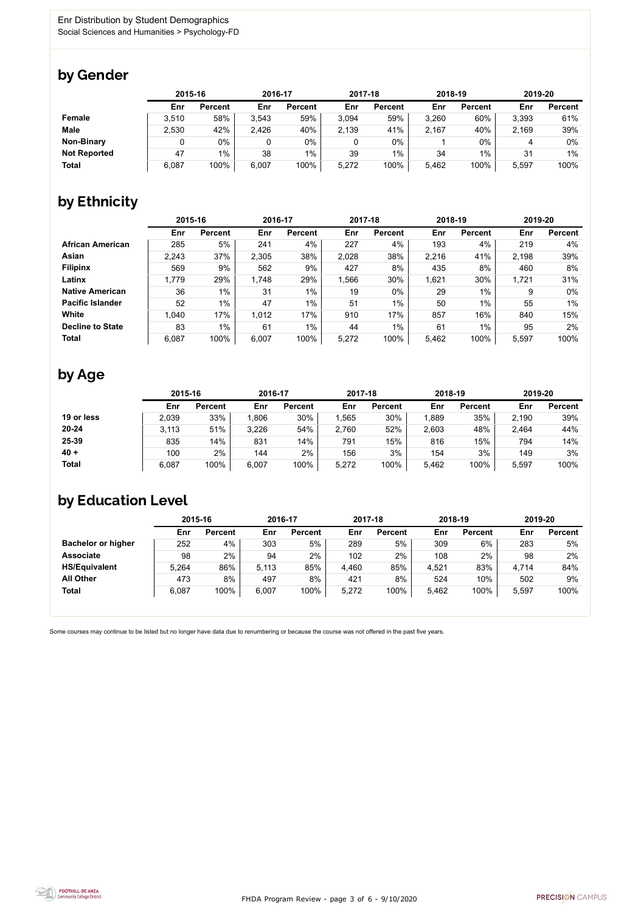Enr Distribution by Student Demographics
Social Sciences and Humanities > Psychology-FD

## by Gender

| | 2015-16 | | 2016-17 | | 2017-18 | | 2018-19 | | 2019-20 | |
|---|---|---|---|---|---|---|---|---|---|---|
| | Enr | Percent | Enr | Percent | Enr | Percent | Enr | Percent | Enr | Percent |
| **Female** | 3,510 | 58% | 3,543 | 59% | 3,094 | 59% | 3,260 | 60% | 3,393 | 61% |
| **Male** | 2,530 | 42% | 2,426 | 40% | 2,139 | 41% | 2,167 | 40% | 2,169 | 39% |
| **Non-Binary** | 0 | 0% | 0 | 0% | 0 | 0% | 1 | 0% | 4 | 0% |
| **Not Reported** | 47 | 1% | 38 | 1% | 39 | 1% | 34 | 1% | 31 | 1% |
| **Total** | 6,087 | 100% | 6,007 | 100% | 5,272 | 100% | 5,462 | 100% | 5,597 | 100% |

## by Ethnicity

| | 2015-16 | | 2016-17 | | 2017-18 | | 2018-19 | | 2019-20 | |
|---|---|---|---|---|---|---|---|---|---|---|
| | Enr | Percent | Enr | Percent | Enr | Percent | Enr | Percent | Enr | Percent |
| **African American** | 285 | 5% | 241 | 4% | 227 | 4% | 193 | 4% | 219 | 4% |
| **Asian** | 2,243 | 37% | 2,305 | 38% | 2,028 | 38% | 2,216 | 41% | 2,198 | 39% |
| **Filipinx** | 569 | 9% | 562 | 9% | 427 | 8% | 435 | 8% | 460 | 8% |
| **Latinx** | 1,779 | 29% | 1,748 | 29% | 1,566 | 30% | 1,621 | 30% | 1,721 | 31% |
| **Native American** | 36 | 1% | 31 | 1% | 19 | 0% | 29 | 1% | 9 | 0% |
| **Pacific Islander** | 52 | 1% | 47 | 1% | 51 | 1% | 50 | 1% | 55 | 1% |
| **White** | 1,040 | 17% | 1,012 | 17% | 910 | 17% | 857 | 16% | 840 | 15% |
| **Decline to State** | 83 | 1% | 61 | 1% | 44 | 1% | 61 | 1% | 95 | 2% |
| **Total** | 6,087 | 100% | 6,007 | 100% | 5,272 | 100% | 5,462 | 100% | 5,597 | 100% |

## by Age

| | 2015-16 | | 2016-17 | | 2017-18 | | 2018-19 | | 2019-20 | |
|---|---|---|---|---|---|---|---|---|---|---|
| | Enr | Percent | Enr | Percent | Enr | Percent | Enr | Percent | Enr | Percent |
| **19 or less** | 2,039 | 33% | 1,806 | 30% | 1,565 | 30% | 1,889 | 35% | 2,190 | 39% |
| **20-24** | 3,113 | 51% | 3,226 | 54% | 2,760 | 52% | 2,603 | 48% | 2,464 | 44% |
| **25-39** | 835 | 14% | 831 | 14% | 791 | 15% | 816 | 15% | 794 | 14% |
| **40 +** | 100 | 2% | 144 | 2% | 156 | 3% | 154 | 3% | 149 | 3% |
| **Total** | 6,087 | 100% | 6,007 | 100% | 5,272 | 100% | 5,462 | 100% | 5,597 | 100% |

## by Education Level

| | 2015-16 | | 2016-17 | | 2017-18 | | 2018-19 | | 2019-20 | |
|---|---|---|---|---|---|---|---|---|---|---|
| | Enr | Percent | Enr | Percent | Enr | Percent | Enr | Percent | Enr | Percent |
| **Bachelor or higher** | 252 | 4% | 303 | 5% | 289 | 5% | 309 | 6% | 283 | 5% |
| **Associate** | 98 | 2% | 94 | 2% | 102 | 2% | 108 | 2% | 98 | 2% |
| **HS/Equivalent** | 5,264 | 86% | 5,113 | 85% | 4,460 | 85% | 4,521 | 83% | 4,714 | 84% |
| **All Other** | 473 | 8% | 497 | 8% | 421 | 8% | 524 | 10% | 502 | 9% |
| **Total** | 6,087 | 100% | 6,007 | 100% | 5,272 | 100% | 5,462 | 100% | 5,597 | 100% |

Some courses may continue to be listed but no longer have data due to renumbering or because the course was not offered in the past five years.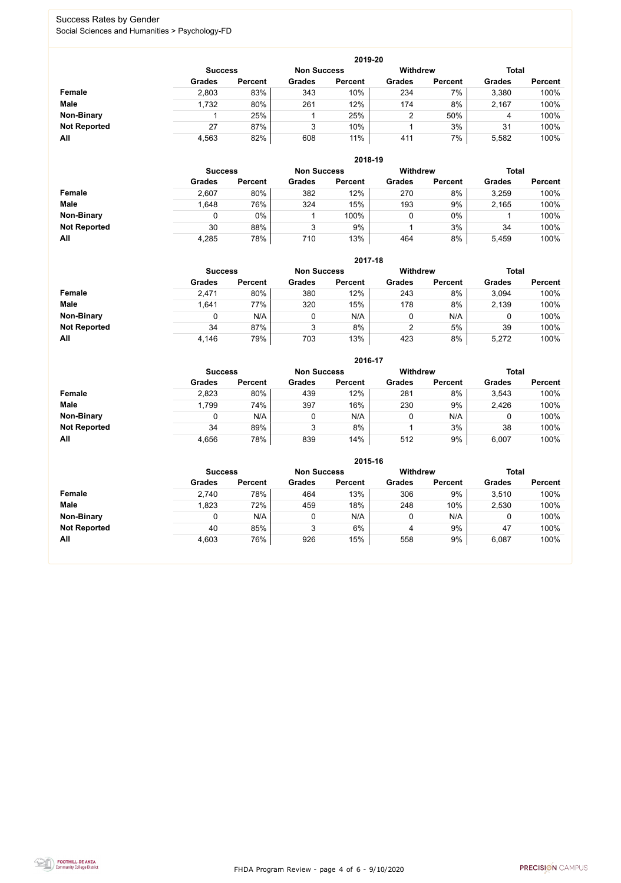# Success Rates by Gender

Social Sciences and Humanities > Psychology-FD

### 2019-20

| | Success | | Non Success | | Withdrew | | Total | |
|---|---|---|---|---|---|---|---|---|
| | Grades | Percent | Grades | Percent | Grades | Percent | Grades | Percent |
| **Female** | 2,803 | 83% | 343 | 10% | 234 | 7% | 3,380 | 100% |
| **Male** | 1,732 | 80% | 261 | 12% | 174 | 8% | 2,167 | 100% |
| **Non-Binary** | 1 | 25% | 1 | 25% | 2 | 50% | 4 | 100% |
| **Not Reported** | 27 | 87% | 3 | 10% | 1 | 3% | 31 | 100% |
| **All** | 4,563 | 82% | 608 | 11% | 411 | 7% | 5,582 | 100% |

### 2018-19

| | Success | | Non Success | | Withdrew | | Total | |
|---|---|---|---|---|---|---|---|---|
| | Grades | Percent | Grades | Percent | Grades | Percent | Grades | Percent |
| **Female** | 2,607 | 80% | 382 | 12% | 270 | 8% | 3,259 | 100% |
| **Male** | 1,648 | 76% | 324 | 15% | 193 | 9% | 2,165 | 100% |
| **Non-Binary** | 0 | 0% | 1 | 100% | 0 | 0% | 1 | 100% |
| **Not Reported** | 30 | 88% | 3 | 9% | 1 | 3% | 34 | 100% |
| **All** | 4,285 | 78% | 710 | 13% | 464 | 8% | 5,459 | 100% |

### 2017-18

| | Success | | Non Success | | Withdrew | | Total | |
|---|---|---|---|---|---|---|---|---|
| | Grades | Percent | Grades | Percent | Grades | Percent | Grades | Percent |
| **Female** | 2,471 | 80% | 380 | 12% | 243 | 8% | 3,094 | 100% |
| **Male** | 1,641 | 77% | 320 | 15% | 178 | 8% | 2,139 | 100% |
| **Non-Binary** | 0 | N/A | 0 | N/A | 0 | N/A | 0 | 100% |
| **Not Reported** | 34 | 87% | 3 | 8% | 2 | 5% | 39 | 100% |
| **All** | 4,146 | 79% | 703 | 13% | 423 | 8% | 5,272 | 100% |

### 2016-17

| | Success | | Non Success | | Withdrew | | Total | |
|---|---|---|---|---|---|---|---|---|
| | Grades | Percent | Grades | Percent | Grades | Percent | Grades | Percent |
| **Female** | 2,823 | 80% | 439 | 12% | 281 | 8% | 3,543 | 100% |
| **Male** | 1,799 | 74% | 397 | 16% | 230 | 9% | 2,426 | 100% |
| **Non-Binary** | 0 | N/A | 0 | N/A | 0 | N/A | 0 | 100% |
| **Not Reported** | 34 | 89% | 3 | 8% | 1 | 3% | 38 | 100% |
| **All** | 4,656 | 78% | 839 | 14% | 512 | 9% | 6,007 | 100% |

### 2015-16

| | Success | | Non Success | | Withdrew | | Total | |
|---|---|---|---|---|---|---|---|---|
| | Grades | Percent | Grades | Percent | Grades | Percent | Grades | Percent |
| **Female** | 2,740 | 78% | 464 | 13% | 306 | 9% | 3,510 | 100% |
| **Male** | 1,823 | 72% | 459 | 18% | 248 | 10% | 2,530 | 100% |
| **Non-Binary** | 0 | N/A | 0 | N/A | 0 | N/A | 0 | 100% |
| **Not Reported** | 40 | 85% | 3 | 6% | 4 | 9% | 47 | 100% |
| **All** | 4,603 | 76% | 926 | 15% | 558 | 9% | 6,087 | 100% |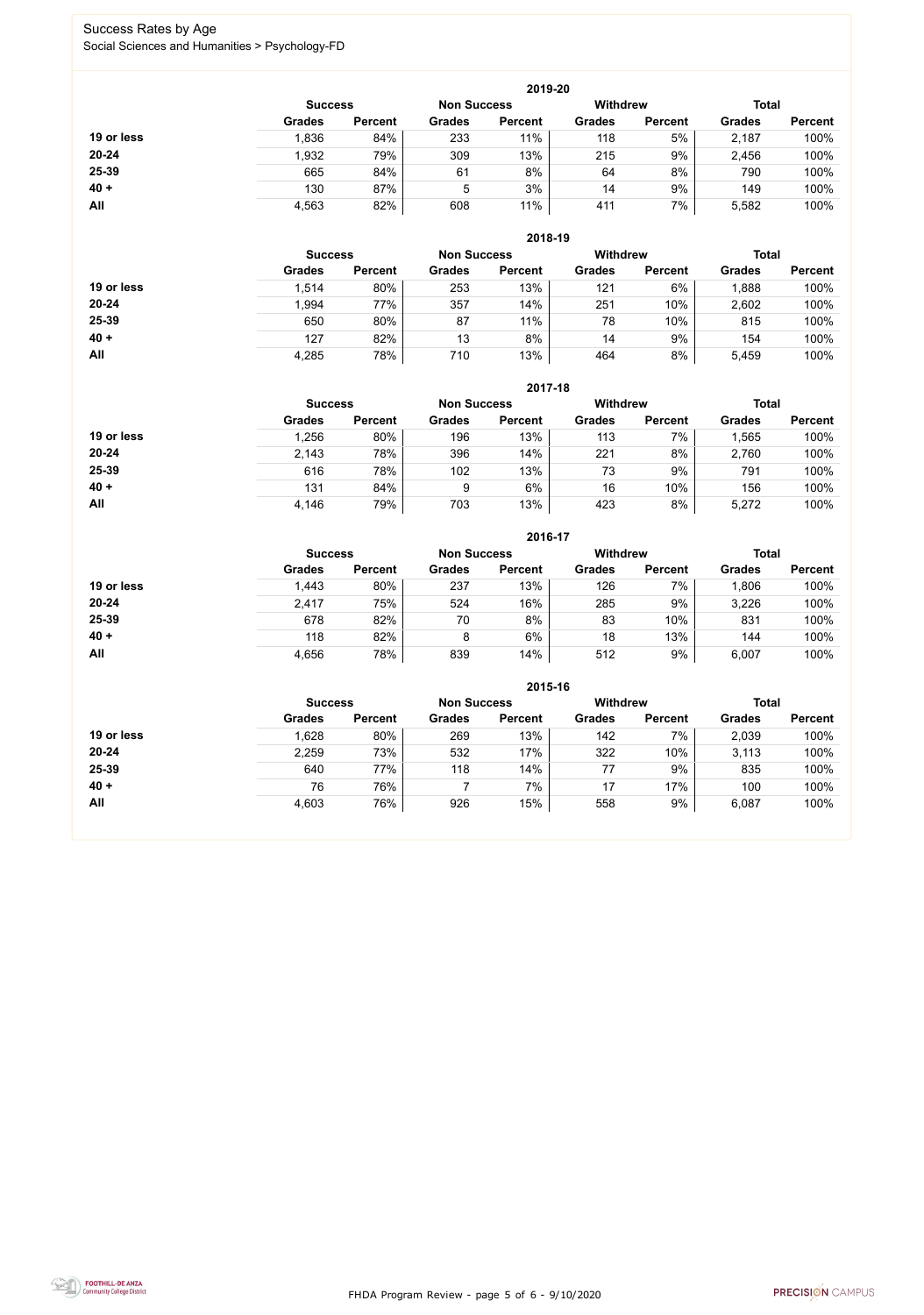Success Rates by Age

Social Sciences and Humanities > Psychology-FD

| 2019-20 | | | | | | | | |
|---|---|---|---|---|---|---|---|---|
| | Success | | Non Success | | Withdrew | | Total | |
| | Grades | Percent | Grades | Percent | Grades | Percent | Grades | Percent |
| **19 or less** | 1,836 | 84% | 233 | 11% | 118 | 5% | 2,187 | 100% |
| **20-24** | 1,932 | 79% | 309 | 13% | 215 | 9% | 2,456 | 100% |
| **25-39** | 665 | 84% | 61 | 8% | 64 | 8% | 790 | 100% |
| **40 +** | 130 | 87% | 5 | 3% | 14 | 9% | 149 | 100% |
| **All** | 4,563 | 82% | 608 | 11% | 411 | 7% | 5,582 | 100% |

| 2018-19 | | | | | | | | |
|---|---|---|---|---|---|---|---|---|
| | Success | | Non Success | | Withdrew | | Total | |
| | Grades | Percent | Grades | Percent | Grades | Percent | Grades | Percent |
| **19 or less** | 1,514 | 80% | 253 | 13% | 121 | 6% | 1,888 | 100% |
| **20-24** | 1,994 | 77% | 357 | 14% | 251 | 10% | 2,602 | 100% |
| **25-39** | 650 | 80% | 87 | 11% | 78 | 10% | 815 | 100% |
| **40 +** | 127 | 82% | 13 | 8% | 14 | 9% | 154 | 100% |
| **All** | 4,285 | 78% | 710 | 13% | 464 | 8% | 5,459 | 100% |

| 2017-18 | | | | | | | | |
|---|---|---|---|---|---|---|---|---|
| | Success | | Non Success | | Withdrew | | Total | |
| | Grades | Percent | Grades | Percent | Grades | Percent | Grades | Percent |
| **19 or less** | 1,256 | 80% | 196 | 13% | 113 | 7% | 1,565 | 100% |
| **20-24** | 2,143 | 78% | 396 | 14% | 221 | 8% | 2,760 | 100% |
| **25-39** | 616 | 78% | 102 | 13% | 73 | 9% | 791 | 100% |
| **40 +** | 131 | 84% | 9 | 6% | 16 | 10% | 156 | 100% |
| **All** | 4,146 | 79% | 703 | 13% | 423 | 8% | 5,272 | 100% |

| 2016-17 | | | | | | | | |
|---|---|---|---|---|---|---|---|---|
| | Success | | Non Success | | Withdrew | | Total | |
| | Grades | Percent | Grades | Percent | Grades | Percent | Grades | Percent |
| **19 or less** | 1,443 | 80% | 237 | 13% | 126 | 7% | 1,806 | 100% |
| **20-24** | 2,417 | 75% | 524 | 16% | 285 | 9% | 3,226 | 100% |
| **25-39** | 678 | 82% | 70 | 8% | 83 | 10% | 831 | 100% |
| **40 +** | 118 | 82% | 8 | 6% | 18 | 13% | 144 | 100% |
| **All** | 4,656 | 78% | 839 | 14% | 512 | 9% | 6,007 | 100% |

| 2015-16 | | | | | | | | |
|---|---|---|---|---|---|---|---|---|
| | Success | | Non Success | | Withdrew | | Total | |
| | Grades | Percent | Grades | Percent | Grades | Percent | Grades | Percent |
| **19 or less** | 1,628 | 80% | 269 | 13% | 142 | 7% | 2,039 | 100% |
| **20-24** | 2,259 | 73% | 532 | 17% | 322 | 10% | 3,113 | 100% |
| **25-39** | 640 | 77% | 118 | 14% | 77 | 9% | 835 | 100% |
| **40 +** | 76 | 76% | 7 | 7% | 17 | 17% | 100 | 100% |
| **All** | 4,603 | 76% | 926 | 15% | 558 | 9% | 6,087 | 100% |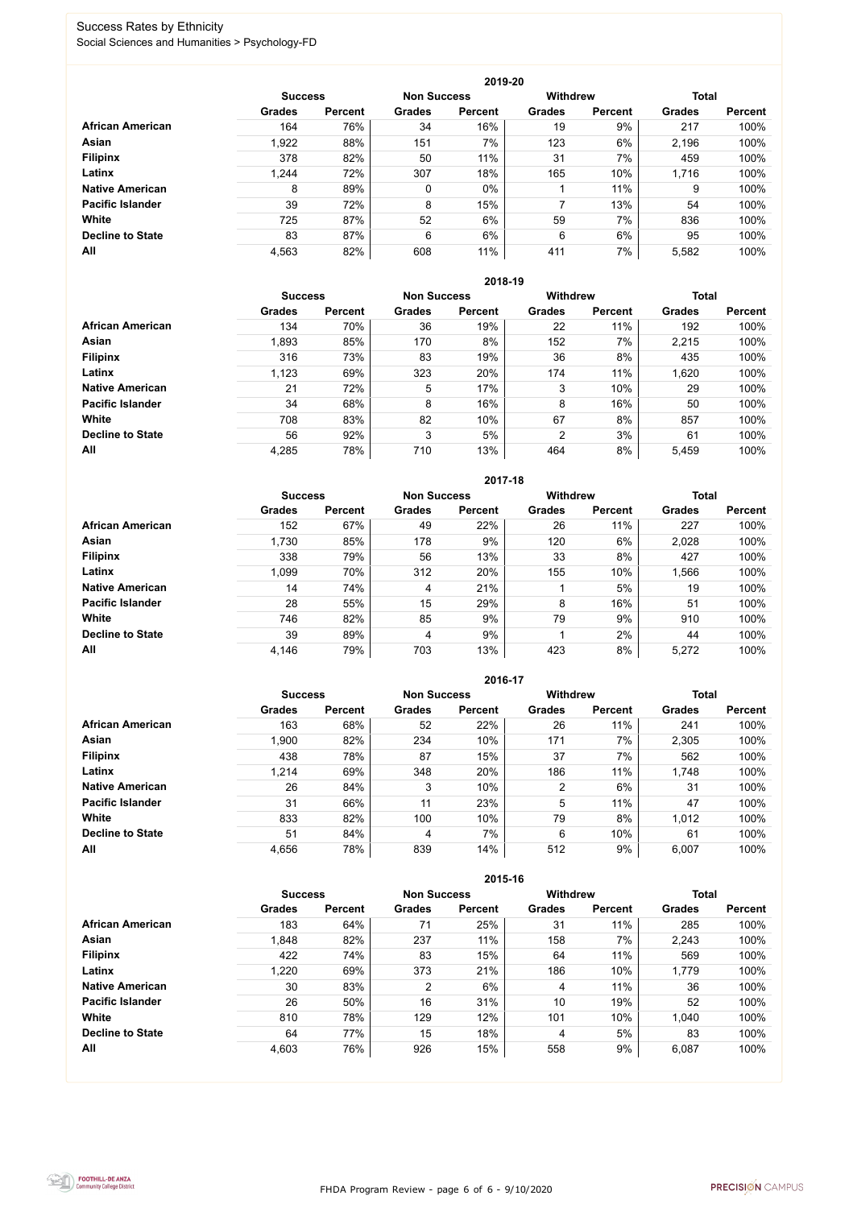# Success Rates by Ethnicity

Social Sciences and Humanities > Psychology-FD

| 2019-20 | Success | | Non Success | | Withdrew | | Total | |
|---|---|---|---|---|---|---|---|---|
| | Grades | Percent | Grades | Percent | Grades | Percent | Grades | Percent |
| **African American** | 164 | 76% | 34 | 16% | 19 | 9% | 217 | 100% |
| **Asian** | 1,922 | 88% | 151 | 7% | 123 | 6% | 2,196 | 100% |
| **Filipinx** | 378 | 82% | 50 | 11% | 31 | 7% | 459 | 100% |
| **Latinx** | 1,244 | 72% | 307 | 18% | 165 | 10% | 1,716 | 100% |
| **Native American** | 8 | 89% | 0 | 0% | 1 | 11% | 9 | 100% |
| **Pacific Islander** | 39 | 72% | 8 | 15% | 7 | 13% | 54 | 100% |
| **White** | 725 | 87% | 52 | 6% | 59 | 7% | 836 | 100% |
| **Decline to State** | 83 | 87% | 6 | 6% | 6 | 6% | 95 | 100% |
| **All** | 4,563 | 82% | 608 | 11% | 411 | 7% | 5,582 | 100% |

| 2018-19 | Success | | Non Success | | Withdrew | | Total | |
|---|---|---|---|---|---|---|---|---|
| | Grades | Percent | Grades | Percent | Grades | Percent | Grades | Percent |
| **African American** | 134 | 70% | 36 | 19% | 22 | 11% | 192 | 100% |
| **Asian** | 1,893 | 85% | 170 | 8% | 152 | 7% | 2,215 | 100% |
| **Filipinx** | 316 | 73% | 83 | 19% | 36 | 8% | 435 | 100% |
| **Latinx** | 1,123 | 69% | 323 | 20% | 174 | 11% | 1,620 | 100% |
| **Native American** | 21 | 72% | 5 | 17% | 3 | 10% | 29 | 100% |
| **Pacific Islander** | 34 | 68% | 8 | 16% | 8 | 16% | 50 | 100% |
| **White** | 708 | 83% | 82 | 10% | 67 | 8% | 857 | 100% |
| **Decline to State** | 56 | 92% | 3 | 5% | 2 | 3% | 61 | 100% |
| **All** | 4,285 | 78% | 710 | 13% | 464 | 8% | 5,459 | 100% |

| 2017-18 | Success | | Non Success | | Withdrew | | Total | |
|---|---|---|---|---|---|---|---|---|
| | Grades | Percent | Grades | Percent | Grades | Percent | Grades | Percent |
| **African American** | 152 | 67% | 49 | 22% | 26 | 11% | 227 | 100% |
| **Asian** | 1,730 | 85% | 178 | 9% | 120 | 6% | 2,028 | 100% |
| **Filipinx** | 338 | 79% | 56 | 13% | 33 | 8% | 427 | 100% |
| **Latinx** | 1,099 | 70% | 312 | 20% | 155 | 10% | 1,566 | 100% |
| **Native American** | 14 | 74% | 4 | 21% | 1 | 5% | 19 | 100% |
| **Pacific Islander** | 28 | 55% | 15 | 29% | 8 | 16% | 51 | 100% |
| **White** | 746 | 82% | 85 | 9% | 79 | 9% | 910 | 100% |
| **Decline to State** | 39 | 89% | 4 | 9% | 1 | 2% | 44 | 100% |
| **All** | 4,146 | 79% | 703 | 13% | 423 | 8% | 5,272 | 100% |

| 2016-17 | Success | | Non Success | | Withdrew | | Total | |
|---|---|---|---|---|---|---|---|---|
| | Grades | Percent | Grades | Percent | Grades | Percent | Grades | Percent |
| **African American** | 163 | 68% | 52 | 22% | 26 | 11% | 241 | 100% |
| **Asian** | 1,900 | 82% | 234 | 10% | 171 | 7% | 2,305 | 100% |
| **Filipinx** | 438 | 78% | 87 | 15% | 37 | 7% | 562 | 100% |
| **Latinx** | 1,214 | 69% | 348 | 20% | 186 | 11% | 1,748 | 100% |
| **Native American** | 26 | 84% | 3 | 10% | 2 | 6% | 31 | 100% |
| **Pacific Islander** | 31 | 66% | 11 | 23% | 5 | 11% | 47 | 100% |
| **White** | 833 | 82% | 100 | 10% | 79 | 8% | 1,012 | 100% |
| **Decline to State** | 51 | 84% | 4 | 7% | 6 | 10% | 61 | 100% |
| **All** | 4,656 | 78% | 839 | 14% | 512 | 9% | 6,007 | 100% |

| 2015-16 | Success | | Non Success | | Withdrew | | Total | |
|---|---|---|---|---|---|---|---|---|
| | Grades | Percent | Grades | Percent | Grades | Percent | Grades | Percent |
| **African American** | 183 | 64% | 71 | 25% | 31 | 11% | 285 | 100% |
| **Asian** | 1,848 | 82% | 237 | 11% | 158 | 7% | 2,243 | 100% |
| **Filipinx** | 422 | 74% | 83 | 15% | 64 | 11% | 569 | 100% |
| **Latinx** | 1,220 | 69% | 373 | 21% | 186 | 10% | 1,779 | 100% |
| **Native American** | 30 | 83% | 2 | 6% | 4 | 11% | 36 | 100% |
| **Pacific Islander** | 26 | 50% | 16 | 31% | 10 | 19% | 52 | 100% |
| **White** | 810 | 78% | 129 | 12% | 101 | 10% | 1,040 | 100% |
| **Decline to State** | 64 | 77% | 15 | 18% | 4 | 5% | 83 | 100% |
| **All** | 4,603 | 76% | 926 | 15% | 558 | 9% | 6,087 | 100% |